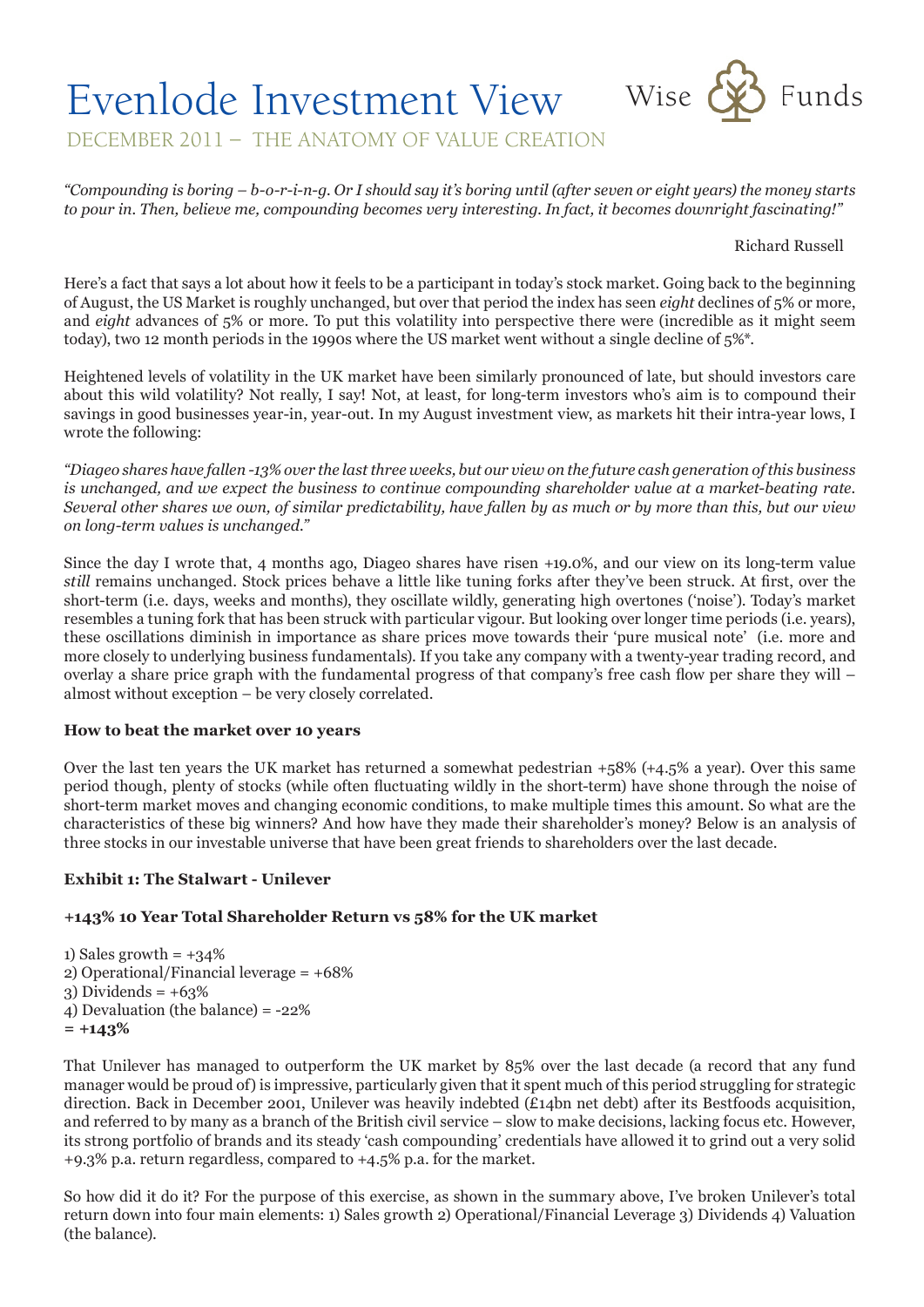# Evenlode Investment View

Wise Funds

## DECEMBER 2011 – THE ANATOMY OF VALUE CREATION

*"Compounding is boring – b-o-r-i-n-g. Or I should say it's boring until (after seven or eight years) the money starts to pour in. Then, believe me, compounding becomes very interesting. In fact, it becomes downright fascinating!"*

Richard Russell

Here's a fact that says a lot about how it feels to be a participant in today's stock market. Going back to the beginning of August, the US Market is roughly unchanged, but over that period the index has seen *eight* declines of 5% or more, and *eight* advances of 5% or more. To put this volatility into perspective there were (incredible as it might seem today), two 12 month periods in the 1990s where the US market went without a single decline of 5%*.

Heightened levels of volatility in the UK market have been similarly pronounced of late, but should investors care about this wild volatility? Not really, I say! Not, at least, for long-term investors who's aim is to compound their savings in good businesses year-in, year-out. In my August investment view, as markets hit their intra-year lows, I wrote the following:

*"Diageo shares have fallen -13% over the last three weeks, but our view on the future cash generation of this business is unchanged, and we expect the business to continue compounding shareholder value at a market-beating rate. Several other shares we own, of similar predictability, have fallen by as much or by more than this, but our view on long-term values is unchanged."*

Since the day I wrote that, 4 months ago, Diageo shares have risen +19.0%, and our view on its long-term value *still* remains unchanged. Stock prices behave a little like tuning forks after they've been struck. At first, over the short-term (i.e. days, weeks and months), they oscillate wildly, generating high overtones ('noise'). Today's market resembles a tuning fork that has been struck with particular vigour. But looking over longer time periods (i.e. years), these oscillations diminish in importance as share prices move towards their 'pure musical note' (i.e. more and more closely to underlying business fundamentals). If you take any company with a twenty-year trading record, and overlay a share price graph with the fundamental progress of that company's free cash flow per share they will – almost without exception – be very closely correlated.

**How to beat the market over 10 years**

Over the last ten years the UK market has returned a somewhat pedestrian +58% (+4.5% a year). Over this same period though, plenty of stocks (while often fluctuating wildly in the short-term) have shone through the noise of short-term market moves and changing economic conditions, to make multiple times this amount. So what are the characteristics of these big winners? And how have they made their shareholder's money? Below is an analysis of three stocks in our investable universe that have been great friends to shareholders over the last decade.

**Exhibit 1: The Stalwart - Unilever**

**+143% 10 Year Total Shareholder Return vs 58% for the UK market**

1) Sales growth = +34%
2) Operational/Financial leverage = +68%
3) Dividends = +63%
4) Devaluation (the balance) = -22%
**= +143%**

That Unilever has managed to outperform the UK market by 85% over the last decade (a record that any fund manager would be proud of) is impressive, particularly given that it spent much of this period struggling for strategic direction. Back in December 2001, Unilever was heavily indebted (£14bn net debt) after its Bestfoods acquisition, and referred to by many as a branch of the British civil service – slow to make decisions, lacking focus etc. However, its strong portfolio of brands and its steady 'cash compounding' credentials have allowed it to grind out a very solid +9.3% p.a. return regardless, compared to +4.5% p.a. for the market.

So how did it do it? For the purpose of this exercise, as shown in the summary above, I've broken Unilever's total return down into four main elements: 1) Sales growth 2) Operational/Financial Leverage 3) Dividends 4) Valuation (the balance).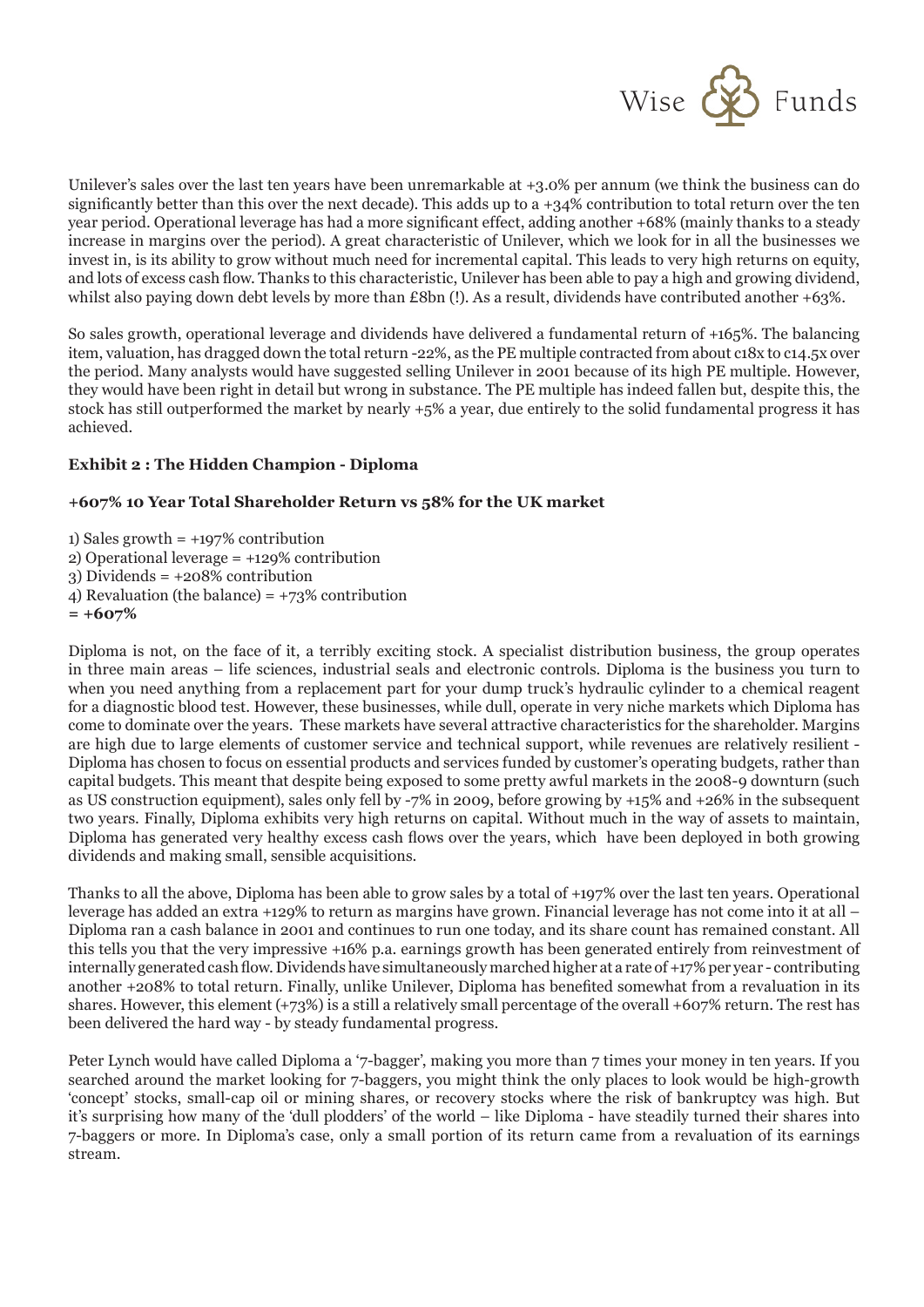Unilever's sales over the last ten years have been unremarkable at +3.0% per annum (we think the business can do significantly better than this over the next decade). This adds up to a +34% contribution to total return over the ten year period. Operational leverage has had a more significant effect, adding another +68% (mainly thanks to a steady increase in margins over the period). A great characteristic of Unilever, which we look for in all the businesses we invest in, is its ability to grow without much need for incremental capital. This leads to very high returns on equity, and lots of excess cash flow. Thanks to this characteristic, Unilever has been able to pay a high and growing dividend, whilst also paying down debt levels by more than £8bn (!). As a result, dividends have contributed another +63%.

So sales growth, operational leverage and dividends have delivered a fundamental return of +165%. The balancing item, valuation, has dragged down the total return -22%, as the PE multiple contracted from about c18x to c14.5x over the period. Many analysts would have suggested selling Unilever in 2001 because of its high PE multiple. However, they would have been right in detail but wrong in substance. The PE multiple has indeed fallen but, despite this, the stock has still outperformed the market by nearly +5% a year, due entirely to the solid fundamental progress it has achieved.

**Exhibit 2 : The Hidden Champion - Diploma**

**+607% 10 Year Total Shareholder Return vs 58% for the UK market**

1) Sales growth = +197% contribution
2) Operational leverage = +129% contribution
3) Dividends = +208% contribution
4) Revaluation (the balance) = +73% contribution
**= +607%**

Diploma is not, on the face of it, a terribly exciting stock. A specialist distribution business, the group operates in three main areas – life sciences, industrial seals and electronic controls. Diploma is the business you turn to when you need anything from a replacement part for your dump truck's hydraulic cylinder to a chemical reagent for a diagnostic blood test. However, these businesses, while dull, operate in very niche markets which Diploma has come to dominate over the years. These markets have several attractive characteristics for the shareholder. Margins are high due to large elements of customer service and technical support, while revenues are relatively resilient - Diploma has chosen to focus on essential products and services funded by customer's operating budgets, rather than capital budgets. This meant that despite being exposed to some pretty awful markets in the 2008-9 downturn (such as US construction equipment), sales only fell by -7% in 2009, before growing by +15% and +26% in the subsequent two years. Finally, Diploma exhibits very high returns on capital. Without much in the way of assets to maintain, Diploma has generated very healthy excess cash flows over the years, which have been deployed in both growing dividends and making small, sensible acquisitions.

Thanks to all the above, Diploma has been able to grow sales by a total of +197% over the last ten years. Operational leverage has added an extra +129% to return as margins have grown. Financial leverage has not come into it at all – Diploma ran a cash balance in 2001 and continues to run one today, and its share count has remained constant. All this tells you that the very impressive +16% p.a. earnings growth has been generated entirely from reinvestment of internally generated cash flow. Dividends have simultaneously marched higher at a rate of +17% per year - contributing another +208% to total return. Finally, unlike Unilever, Diploma has benefited somewhat from a revaluation in its shares. However, this element (+73%) is a still a relatively small percentage of the overall +607% return. The rest has been delivered the hard way - by steady fundamental progress.

Peter Lynch would have called Diploma a '7-bagger', making you more than 7 times your money in ten years. If you searched around the market looking for 7-baggers, you might think the only places to look would be high-growth 'concept' stocks, small-cap oil or mining shares, or recovery stocks where the risk of bankruptcy was high. But it's surprising how many of the 'dull plodders' of the world – like Diploma - have steadily turned their shares into 7-baggers or more. In Diploma's case, only a small portion of its return came from a revaluation of its earnings stream.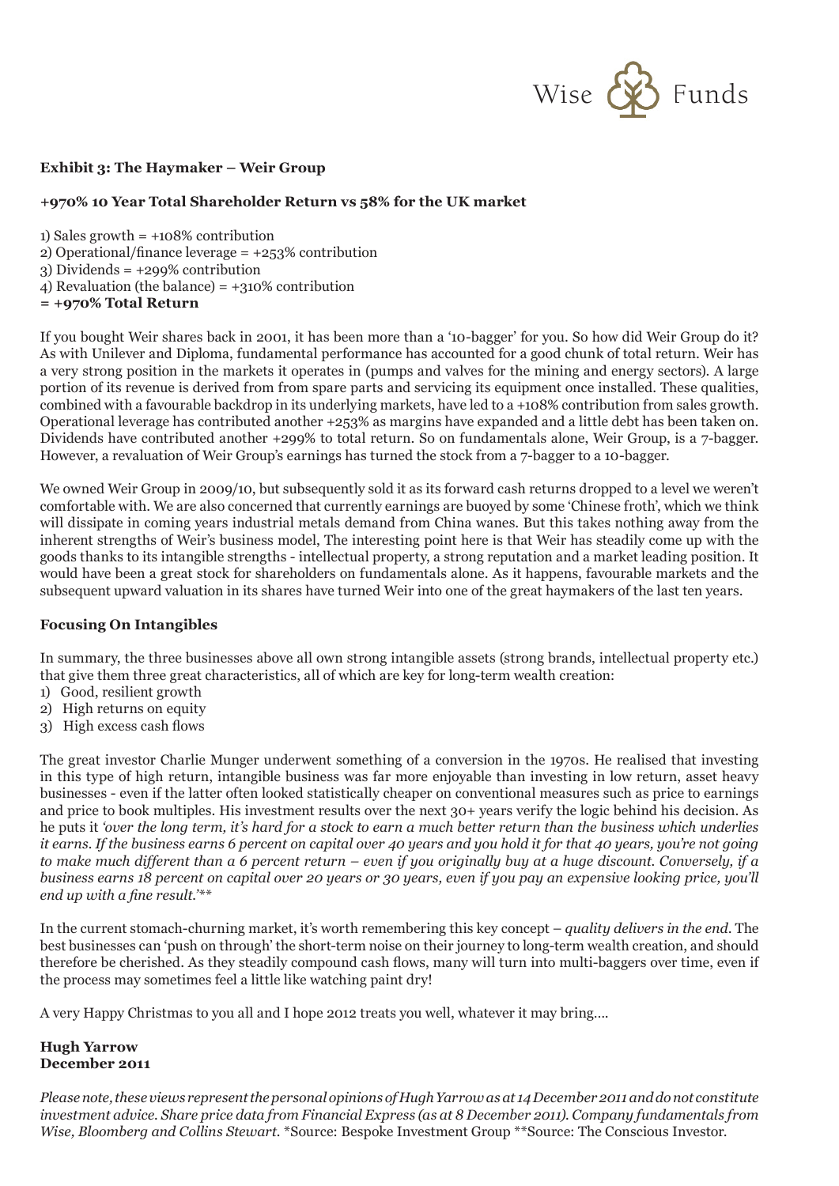**Exhibit 3: The Haymaker – Weir Group**

**+970% 10 Year Total Shareholder Return vs 58% for the UK market**

1) Sales growth = +108% contribution
2) Operational/finance leverage = +253% contribution
3) Dividends = +299% contribution
4) Revaluation (the balance) = +310% contribution
**= +970% Total Return**

If you bought Weir shares back in 2001, it has been more than a '10-bagger' for you. So how did Weir Group do it? As with Unilever and Diploma, fundamental performance has accounted for a good chunk of total return. Weir has a very strong position in the markets it operates in (pumps and valves for the mining and energy sectors). A large portion of its revenue is derived from from spare parts and servicing its equipment once installed. These qualities, combined with a favourable backdrop in its underlying markets, have led to a +108% contribution from sales growth. Operational leverage has contributed another +253% as margins have expanded and a little debt has been taken on. Dividends have contributed another +299% to total return. So on fundamentals alone, Weir Group, is a 7-bagger. However, a revaluation of Weir Group's earnings has turned the stock from a 7-bagger to a 10-bagger.

We owned Weir Group in 2009/10, but subsequently sold it as its forward cash returns dropped to a level we weren't comfortable with. We are also concerned that currently earnings are buoyed by some 'Chinese froth', which we think will dissipate in coming years industrial metals demand from China wanes. But this takes nothing away from the inherent strengths of Weir's business model, The interesting point here is that Weir has steadily come up with the goods thanks to its intangible strengths - intellectual property, a strong reputation and a market leading position. It would have been a great stock for shareholders on fundamentals alone. As it happens, favourable markets and the subsequent upward valuation in its shares have turned Weir into one of the great haymakers of the last ten years.

**Focusing On Intangibles**

In summary, the three businesses above all own strong intangible assets (strong brands, intellectual property etc.) that give them three great characteristics, all of which are key for long-term wealth creation:

1) Good, resilient growth
2) High returns on equity
3) High excess cash flows

The great investor Charlie Munger underwent something of a conversion in the 1970s. He realised that investing in this type of high return, intangible business was far more enjoyable than investing in low return, asset heavy businesses - even if the latter often looked statistically cheaper on conventional measures such as price to earnings and price to book multiples. His investment results over the next 30+ years verify the logic behind his decision. As he puts it *'over the long term, it's hard for a stock to earn a much better return than the business which underlies it earns. If the business earns 6 percent on capital over 40 years and you hold it for that 40 years, you're not going to make much different than a 6 percent return – even if you originally buy at a huge discount. Conversely, if a business earns 18 percent on capital over 20 years or 30 years, even if you pay an expensive looking price, you'll end up with a fine result.'*\*\*

In the current stomach-churning market, it's worth remembering this key concept – *quality delivers in the end*. The best businesses can 'push on through' the short-term noise on their journey to long-term wealth creation, and should therefore be cherished. As they steadily compound cash flows, many will turn into multi-baggers over time, even if the process may sometimes feel a little like watching paint dry!

A very Happy Christmas to you all and I hope 2012 treats you well, whatever it may bring....

**Hugh Yarrow**
**December 2011**

*Please note, these views represent the personal opinions of Hugh Yarrow as at 14 December 2011 and do not constitute investment advice. Share price data from Financial Express (as at 8 December 2011). Company fundamentals from Wise, Bloomberg and Collins Stewart.* \*Source: Bespoke Investment Group \*\*Source: The Conscious Investor.